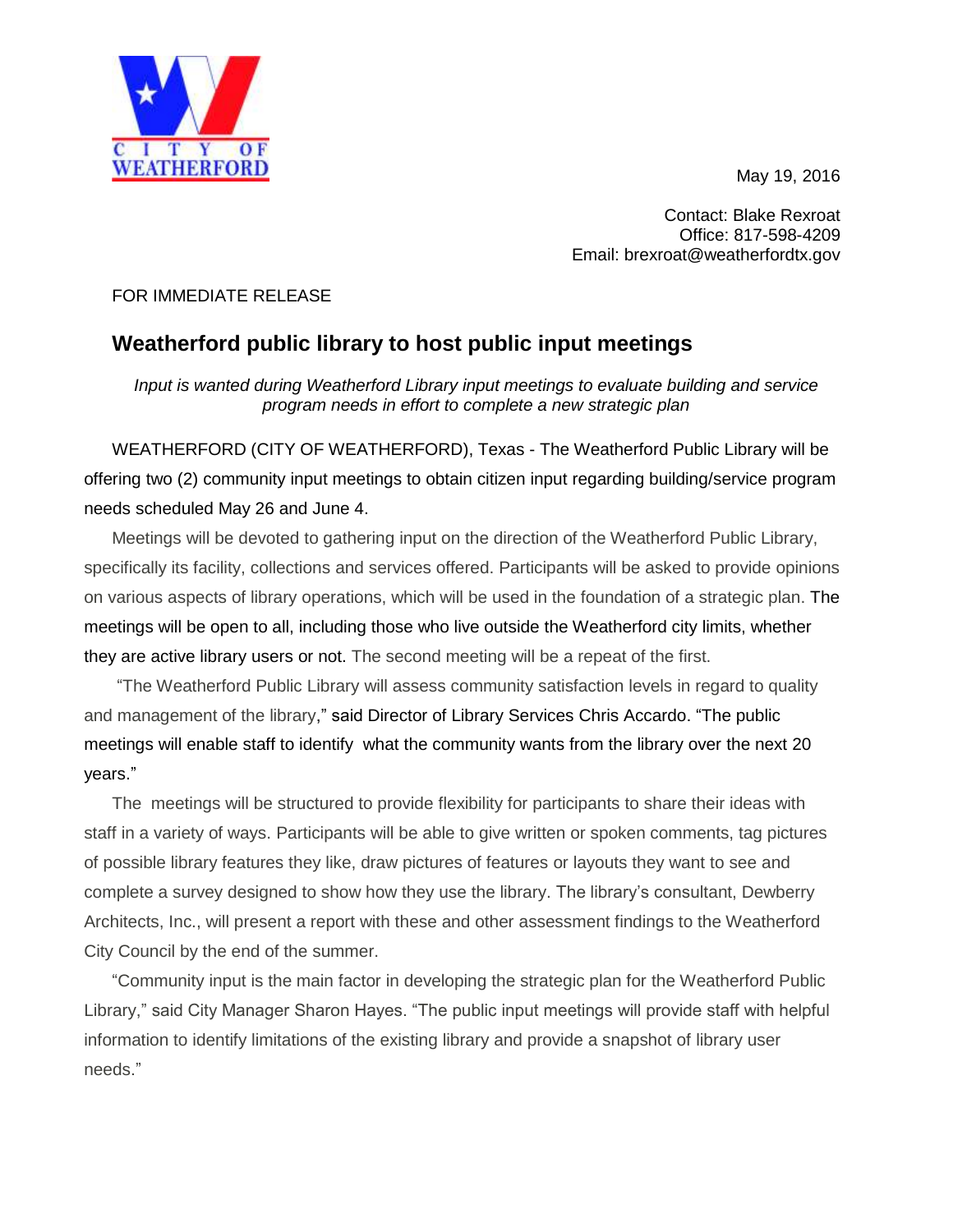CITY OF WEATHERFORD

May 19, 2016

Contact: Blake Rexroat
Office: 817-598-4209
Email: brexroat@weatherfordtx.gov

FOR IMMEDIATE RELEASE

## Weatherford public library to host public input meetings

*Input is wanted during Weatherford Library input meetings to evaluate building and service program needs in effort to complete a new strategic plan*

WEATHERFORD (CITY OF WEATHERFORD), Texas - The Weatherford Public Library will be offering two (2) community input meetings to obtain citizen input regarding building/service program needs scheduled May 26 and June 4.

Meetings will be devoted to gathering input on the direction of the Weatherford Public Library, specifically its facility, collections and services offered. Participants will be asked to provide opinions on various aspects of library operations, which will be used in the foundation of a strategic plan. The meetings will be open to all, including those who live outside the Weatherford city limits, whether they are active library users or not. The second meeting will be a repeat of the first.

"The Weatherford Public Library will assess community satisfaction levels in regard to quality and management of the library," said Director of Library Services Chris Accardo. "The public meetings will enable staff to identify what the community wants from the library over the next 20 years."

The meetings will be structured to provide flexibility for participants to share their ideas with staff in a variety of ways. Participants will be able to give written or spoken comments, tag pictures of possible library features they like, draw pictures of features or layouts they want to see and complete a survey designed to show how they use the library. The library's consultant, Dewberry Architects, Inc., will present a report with these and other assessment findings to the Weatherford City Council by the end of the summer.

"Community input is the main factor in developing the strategic plan for the Weatherford Public Library," said City Manager Sharon Hayes. "The public input meetings will provide staff with helpful information to identify limitations of the existing library and provide a snapshot of library user needs."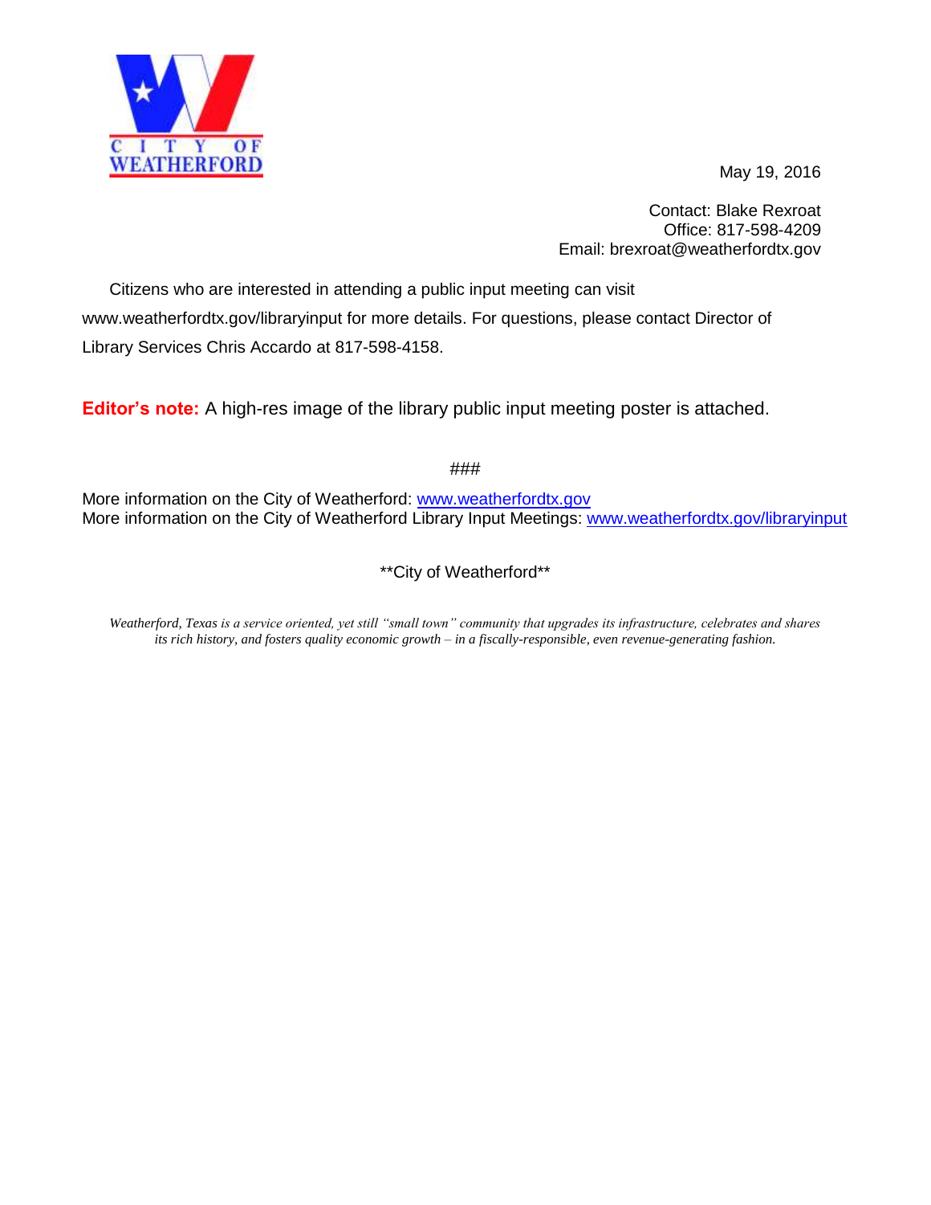CITY OF WEATHERFORD

May 19, 2016

Contact: Blake Rexroat
Office: 817-598-4209
Email: brexroat@weatherfordtx.gov

Citizens who are interested in attending a public input meeting can visit www.weatherfordtx.gov/libraryinput for more details. For questions, please contact Director of Library Services Chris Accardo at 817-598-4158.

**Editor's note:** A high-res image of the library public input meeting poster is attached.

###

More information on the City of Weatherford: www.weatherfordtx.gov
More information on the City of Weatherford Library Input Meetings: www.weatherfordtx.gov/libraryinput

**City of Weatherford**

*Weatherford, Texas is a service oriented, yet still "small town" community that upgrades its infrastructure, celebrates and shares its rich history, and fosters quality economic growth – in a fiscally-responsible, even revenue-generating fashion.*